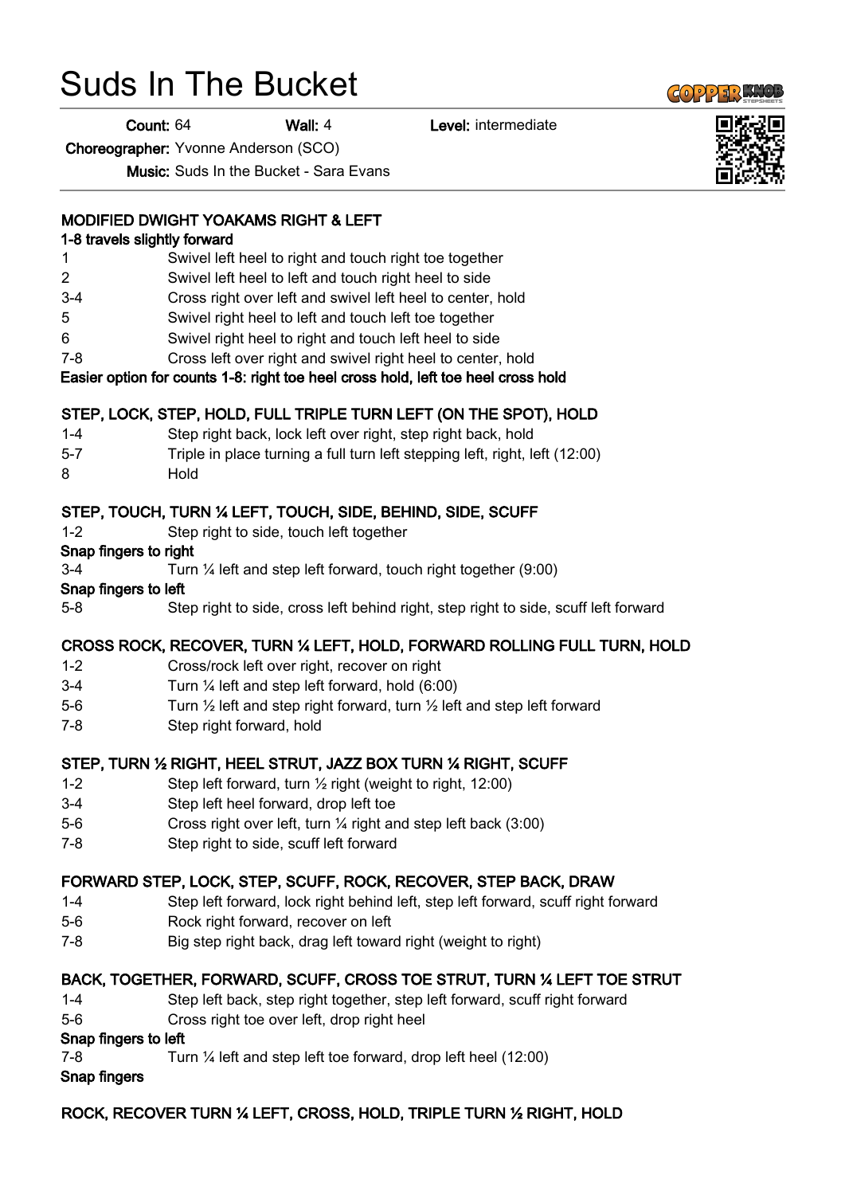# Suds In The Bucket

**Count:** 64 **Wall:** 4 **Level:** intermediate

**Choreographer:** Yvonne Anderson (SCO)

**Music:** Suds In the Bucket - Sara Evans

**MODIFIED DWIGHT YOAKAMS RIGHT & LEFT**

**1-8 travels slightly forward**

| | |
|---|---|
| 1 | Swivel left heel to right and touch right toe together |
| 2 | Swivel left heel to left and touch right heel to side |
| 3-4 | Cross right over left and swivel left heel to center, hold |
| 5 | Swivel right heel to left and touch left toe together |
| 6 | Swivel right heel to right and touch left heel to side |
| 7-8 | Cross left over right and swivel right heel to center, hold |

**Easier option for counts 1-8: right toe heel cross hold, left toe heel cross hold**

**STEP, LOCK, STEP, HOLD, FULL TRIPLE TURN LEFT (ON THE SPOT), HOLD**

| | |
|---|---|
| 1-4 | Step right back, lock left over right, step right back, hold |
| 5-7 | Triple in place turning a full turn left stepping left, right, left (12:00) |
| 8 | Hold |

**STEP, TOUCH, TURN ¼ LEFT, TOUCH, SIDE, BEHIND, SIDE, SCUFF**

1-2 Step right to side, touch left together

**Snap fingers to right**

3-4 Turn ¼ left and step left forward, touch right together (9:00)

**Snap fingers to left**

5-8 Step right to side, cross left behind right, step right to side, scuff left forward

**CROSS ROCK, RECOVER, TURN ¼ LEFT, HOLD, FORWARD ROLLING FULL TURN, HOLD**

| | |
|---|---|
| 1-2 | Cross/rock left over right, recover on right |
| 3-4 | Turn ¼ left and step left forward, hold (6:00) |
| 5-6 | Turn ½ left and step right forward, turn ½ left and step left forward |
| 7-8 | Step right forward, hold |

**STEP, TURN ½ RIGHT, HEEL STRUT, JAZZ BOX TURN ¼ RIGHT, SCUFF**

| | |
|---|---|
| 1-2 | Step left forward, turn ½ right (weight to right, 12:00) |
| 3-4 | Step left heel forward, drop left toe |
| 5-6 | Cross right over left, turn ¼ right and step left back (3:00) |
| 7-8 | Step right to side, scuff left forward |

**FORWARD STEP, LOCK, STEP, SCUFF, ROCK, RECOVER, STEP BACK, DRAW**

| | |
|---|---|
| 1-4 | Step left forward, lock right behind left, step left forward, scuff right forward |
| 5-6 | Rock right forward, recover on left |
| 7-8 | Big step right back, drag left toward right (weight to right) |

**BACK, TOGETHER, FORWARD, SCUFF, CROSS TOE STRUT, TURN ¼ LEFT TOE STRUT**

1-4 Step left back, step right together, step left forward, scuff right forward

5-6 Cross right toe over left, drop right heel

**Snap fingers to left**

7-8 Turn ¼ left and step left toe forward, drop left heel (12:00)

**Snap fingers**

**ROCK, RECOVER TURN ¼ LEFT, CROSS, HOLD, TRIPLE TURN ½ RIGHT, HOLD**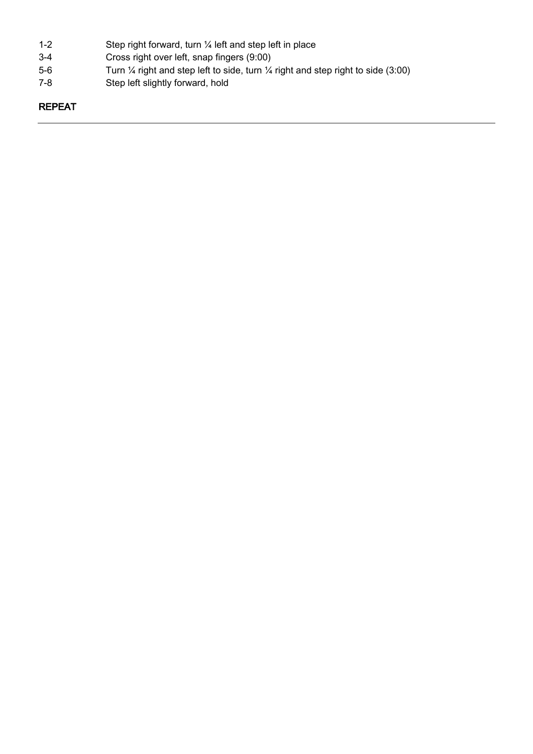| | |
|---|---|
| 1-2 | Step right forward, turn ¼ left and step left in place |
| 3-4 | Cross right over left, snap fingers (9:00) |
| 5-6 | Turn ¼ right and step left to side, turn ¼ right and step right to side (3:00) |
| 7-8 | Step left slightly forward, hold |

**REPEAT**

---